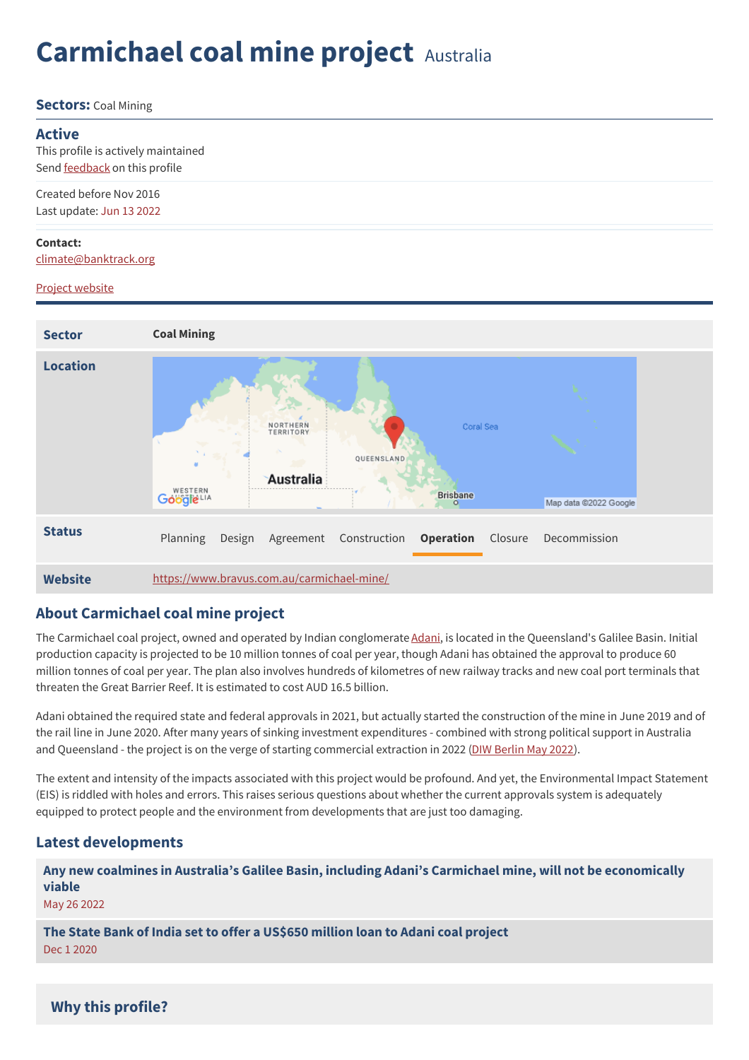# Carmichael coal mine project Australia

**Sectors:** Coal Mining

**Active**
This profile is actively maintained
Send feedback on this profile

Created before Nov 2016
Last update: Jun 13 2022

**Contact:**
climate@banktrack.org

Project website

| | |
|---|---|
| **Sector** | **Coal Mining** |
| **Location** | |
| **Status** | Planning Design Agreement Construction **Operation** Closure Decommission |
| **Website** | https://www.bravus.com.au/carmichael-mine/ |

## About Carmichael coal mine project

The Carmichael coal project, owned and operated by Indian conglomerate Adani, is located in the Queensland's Galilee Basin. Initial production capacity is projected to be 10 million tonnes of coal per year, though Adani has obtained the approval to produce 60 million tonnes of coal per year. The plan also involves hundreds of kilometres of new railway tracks and new coal port terminals that threaten the Great Barrier Reef. It is estimated to cost AUD 16.5 billion.

Adani obtained the required state and federal approvals in 2021, but actually started the construction of the mine in June 2019 and of the rail line in June 2020. After many years of sinking investment expenditures - combined with strong political support in Australia and Queensland - the project is on the verge of starting commercial extraction in 2022 (DIW Berlin May 2022).

The extent and intensity of the impacts associated with this project would be profound. And yet, the Environmental Impact Statement (EIS) is riddled with holes and errors. This raises serious questions about whether the current approvals system is adequately equipped to protect people and the environment from developments that are just too damaging.

## Latest developments

**Any new coalmines in Australia's Galilee Basin, including Adani's Carmichael mine, will not be economically viable**
May 26 2022

**The State Bank of India set to offer a US$650 million loan to Adani coal project**
Dec 1 2020

## Why this profile?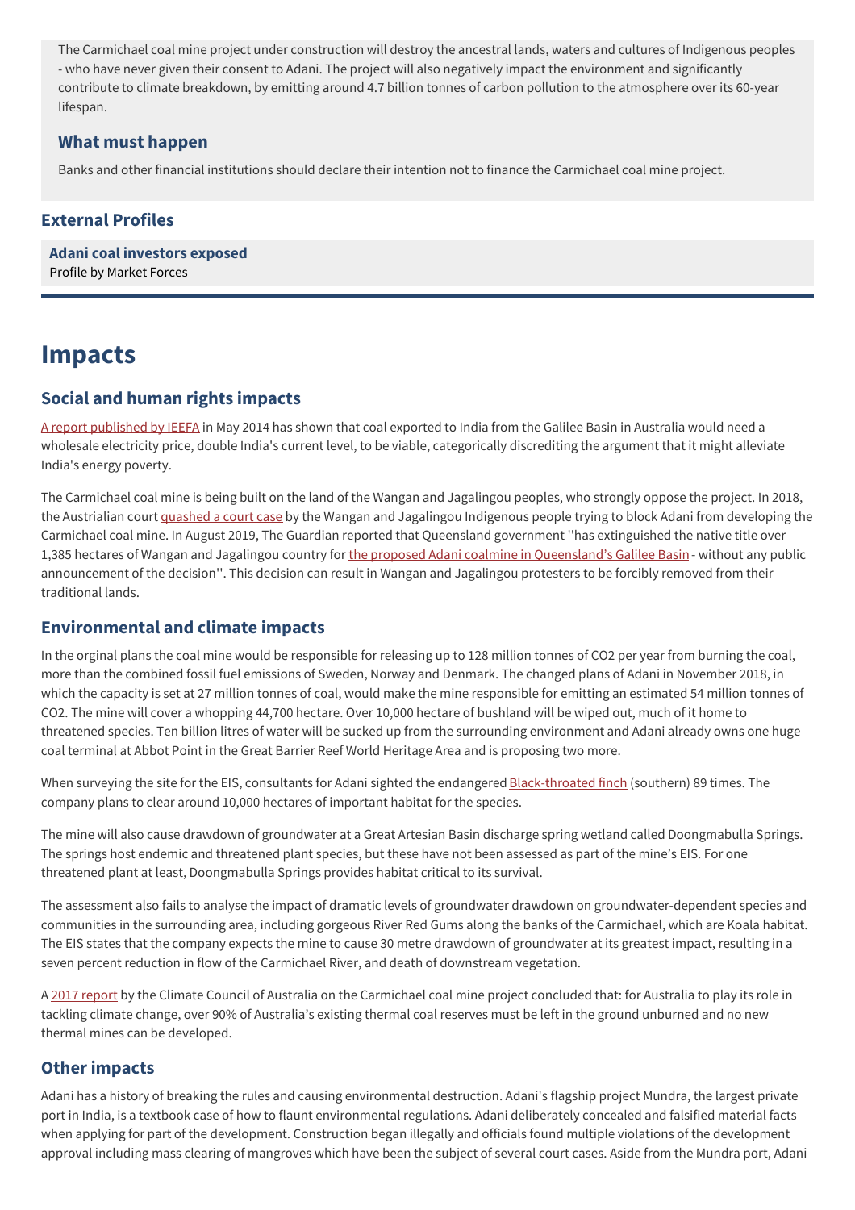The Carmichael coal mine project under construction will destroy the ancestral lands, waters and cultures of Indigenous peoples - who have never given their consent to Adani. The project will also negatively impact the environment and significantly contribute to climate breakdown, by emitting around 4.7 billion tonnes of carbon pollution to the atmosphere over its 60-year lifespan.

### What must happen

Banks and other financial institutions should declare their intention not to finance the Carmichael coal mine project.

### External Profiles

**Adani coal investors exposed**
Profile by Market Forces

# Impacts

## Social and human rights impacts

A report published by IEEFA in May 2014 has shown that coal exported to India from the Galilee Basin in Australia would need a wholesale electricity price, double India's current level, to be viable, categorically discrediting the argument that it might alleviate India's energy poverty.

The Carmichael coal mine is being built on the land of the Wangan and Jagalingou peoples, who strongly oppose the project. In 2018, the Austrialian court quashed a court case by the Wangan and Jagalingou Indigenous people trying to block Adani from developing the Carmichael coal mine. In August 2019, The Guardian reported that Queensland government ''has extinguished the native title over 1,385 hectares of Wangan and Jagalingou country for the proposed Adani coalmine in Queensland's Galilee Basin - without any public announcement of the decision''. This decision can result in Wangan and Jagalingou protesters to be forcibly removed from their traditional lands.

## Environmental and climate impacts

In the orginal plans the coal mine would be responsible for releasing up to 128 million tonnes of $CO_2$ per year from burning the coal, more than the combined fossil fuel emissions of Sweden, Norway and Denmark. The changed plans of Adani in November 2018, in which the capacity is set at 27 million tonnes of coal, would make the mine responsible for emitting an estimated 54 million tonnes of $CO_2$. The mine will cover a whopping 44,700 hectare. Over 10,000 hectare of bushland will be wiped out, much of it home to threatened species. Ten billion litres of water will be sucked up from the surrounding environment and Adani already owns one huge coal terminal at Abbot Point in the Great Barrier Reef World Heritage Area and is proposing two more.

When surveying the site for the EIS, consultants for Adani sighted the endangered Black-throated finch (southern) 89 times. The company plans to clear around 10,000 hectares of important habitat for the species.

The mine will also cause drawdown of groundwater at a Great Artesian Basin discharge spring wetland called Doongmabulla Springs. The springs host endemic and threatened plant species, but these have not been assessed as part of the mine's EIS. For one threatened plant at least, Doongmabulla Springs provides habitat critical to its survival.

The assessment also fails to analyse the impact of dramatic levels of groundwater drawdown on groundwater-dependent species and communities in the surrounding area, including gorgeous River Red Gums along the banks of the Carmichael, which are Koala habitat. The EIS states that the company expects the mine to cause 30 metre drawdown of groundwater at its greatest impact, resulting in a seven percent reduction in flow of the Carmichael River, and death of downstream vegetation.

A 2017 report by the Climate Council of Australia on the Carmichael coal mine project concluded that: for Australia to play its role in tackling climate change, over 90% of Australia's existing thermal coal reserves must be left in the ground unburned and no new thermal mines can be developed.

## Other impacts

Adani has a history of breaking the rules and causing environmental destruction. Adani's flagship project Mundra, the largest private port in India, is a textbook case of how to flaunt environmental regulations. Adani deliberately concealed and falsified material facts when applying for part of the development. Construction began illegally and officials found multiple violations of the development approval including mass clearing of mangroves which have been the subject of several court cases. Aside from the Mundra port, Adani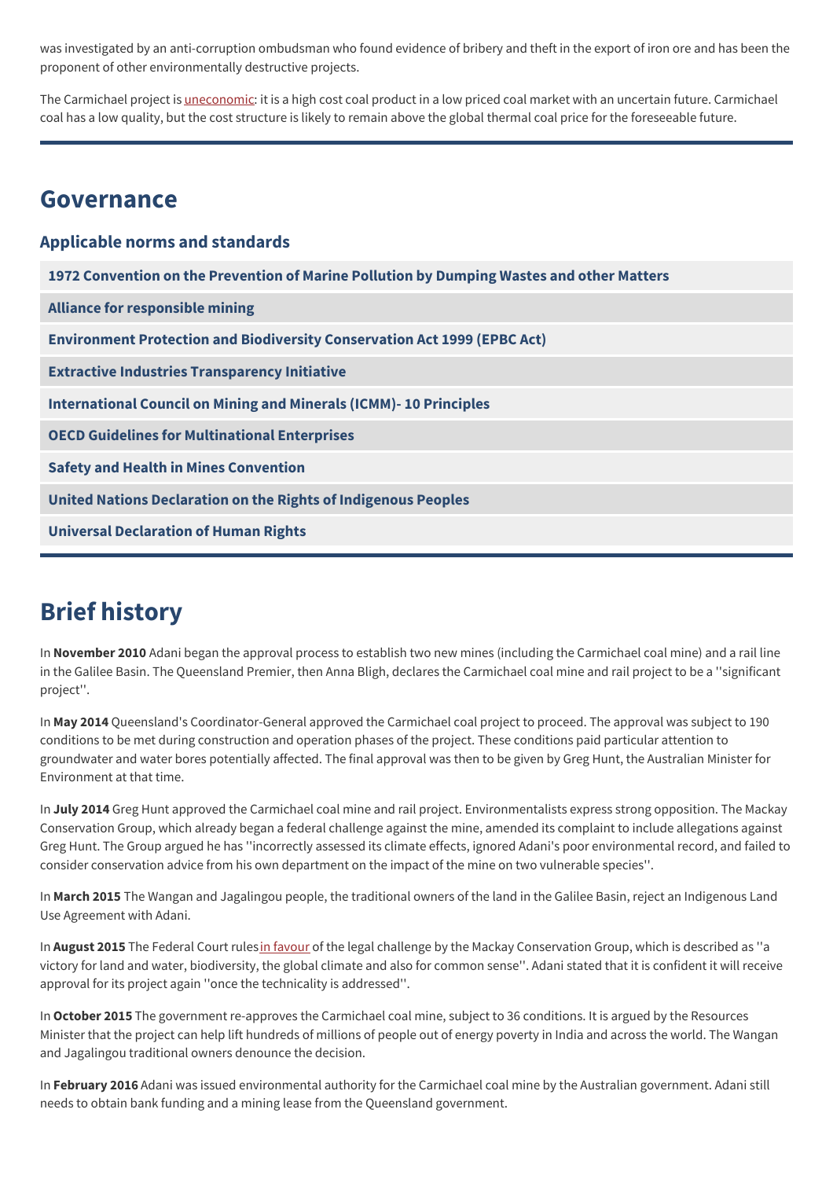was investigated by an anti-corruption ombudsman who found evidence of bribery and theft in the export of iron ore and has been the proponent of other environmentally destructive projects.

The Carmichael project is uneconomic: it is a high cost coal product in a low priced coal market with an uncertain future. Carmichael coal has a low quality, but the cost structure is likely to remain above the global thermal coal price for the foreseeable future.

## Governance

### Applicable norms and standards

- **1972 Convention on the Prevention of Marine Pollution by Dumping Wastes and other Matters**
- **Alliance for responsible mining**
- **Environment Protection and Biodiversity Conservation Act 1999 (EPBC Act)**
- **Extractive Industries Transparency Initiative**
- **International Council on Mining and Minerals (ICMM)- 10 Principles**
- **OECD Guidelines for Multinational Enterprises**
- **Safety and Health in Mines Convention**
- **United Nations Declaration on the Rights of Indigenous Peoples**
- **Universal Declaration of Human Rights**

## Brief history

In **November 2010** Adani began the approval process to establish two new mines (including the Carmichael coal mine) and a rail line in the Galilee Basin. The Queensland Premier, then Anna Bligh, declares the Carmichael coal mine and rail project to be a ''significant project''.

In **May 2014** Queensland's Coordinator-General approved the Carmichael coal project to proceed. The approval was subject to 190 conditions to be met during construction and operation phases of the project. These conditions paid particular attention to groundwater and water bores potentially affected. The final approval was then to be given by Greg Hunt, the Australian Minister for Environment at that time.

In **July 2014** Greg Hunt approved the Carmichael coal mine and rail project. Environmentalists express strong opposition. The Mackay Conservation Group, which already began a federal challenge against the mine, amended its complaint to include allegations against Greg Hunt. The Group argued he has ''incorrectly assessed its climate effects, ignored Adani's poor environmental record, and failed to consider conservation advice from his own department on the impact of the mine on two vulnerable species''.

In **March 2015** The Wangan and Jagalingou people, the traditional owners of the land in the Galilee Basin, reject an Indigenous Land Use Agreement with Adani.

In **August 2015** The Federal Court rules in favour of the legal challenge by the Mackay Conservation Group, which is described as ''a victory for land and water, biodiversity, the global climate and also for common sense''. Adani stated that it is confident it will receive approval for its project again ''once the technicality is addressed''.

In **October 2015** The government re-approves the Carmichael coal mine, subject to 36 conditions. It is argued by the Resources Minister that the project can help lift hundreds of millions of people out of energy poverty in India and across the world. The Wangan and Jagalingou traditional owners denounce the decision.

In **February 2016** Adani was issued environmental authority for the Carmichael coal mine by the Australian government. Adani still needs to obtain bank funding and a mining lease from the Queensland government.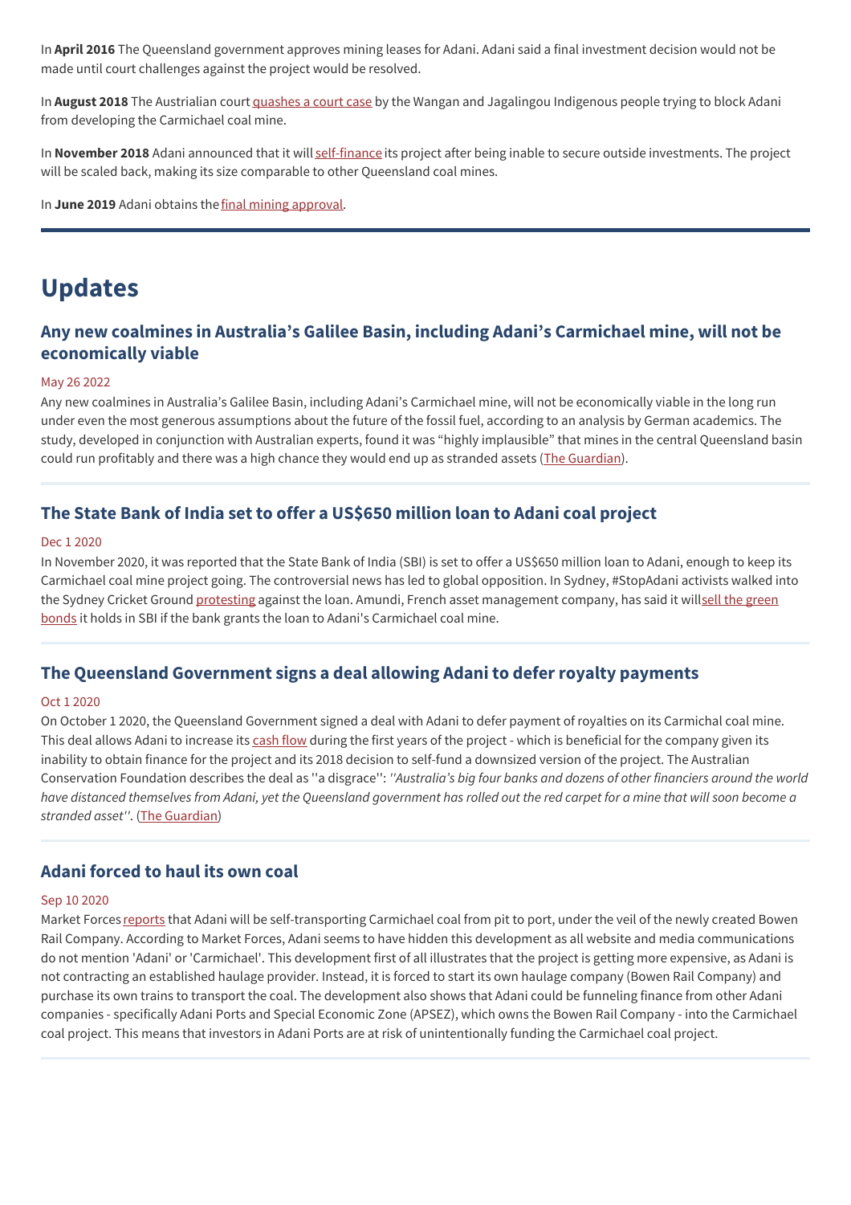In **April 2016** The Queensland government approves mining leases for Adani. Adani said a final investment decision would not be made until court challenges against the project would be resolved.

In **August 2018** The Austrialian court quashes a court case by the Wangan and Jagalingou Indigenous people trying to block Adani from developing the Carmichael coal mine.

In **November 2018** Adani announced that it will self-finance its project after being inable to secure outside investments. The project will be scaled back, making its size comparable to other Queensland coal mines.

In **June 2019** Adani obtains the final mining approval.

---

# Updates

### Any new coalmines in Australia's Galilee Basin, including Adani's Carmichael mine, will not be economically viable

May 26 2022

Any new coalmines in Australia's Galilee Basin, including Adani's Carmichael mine, will not be economically viable in the long run under even the most generous assumptions about the future of the fossil fuel, according to an analysis by German academics. The study, developed in conjunction with Australian experts, found it was "highly implausible" that mines in the central Queensland basin could run profitably and there was a high chance they would end up as stranded assets (The Guardian).

---

### The State Bank of India set to offer a US$650 million loan to Adani coal project

Dec 1 2020

In November 2020, it was reported that the State Bank of India (SBI) is set to offer a US$650 million loan to Adani, enough to keep its Carmichael coal mine project going. The controversial news has led to global opposition. In Sydney, #StopAdani activists walked into the Sydney Cricket Ground protesting against the loan. Amundi, French asset management company, has said it willsell the green bonds it holds in SBI if the bank grants the loan to Adani's Carmichael coal mine.

---

### The Queensland Government signs a deal allowing Adani to defer royalty payments

Oct 1 2020

On October 1 2020, the Queensland Government signed a deal with Adani to defer payment of royalties on its Carmichal coal mine. This deal allows Adani to increase its cash flow during the first years of the project - which is beneficial for the company given its inability to obtain finance for the project and its 2018 decision to self-fund a downsized version of the project. The Australian Conservation Foundation describes the deal as ''a disgrace'': *''Australia's big four banks and dozens of other financiers around the world have distanced themselves from Adani, yet the Queensland government has rolled out the red carpet for a mine that will soon become a stranded asset''*. (The Guardian)

---

### Adani forced to haul its own coal

Sep 10 2020

Market Forces reports that Adani will be self-transporting Carmichael coal from pit to port, under the veil of the newly created Bowen Rail Company. According to Market Forces, Adani seems to have hidden this development as all website and media communications do not mention 'Adani' or 'Carmichael'. This development first of all illustrates that the project is getting more expensive, as Adani is not contracting an established haulage provider. Instead, it is forced to start its own haulage company (Bowen Rail Company) and purchase its own trains to transport the coal. The development also shows that Adani could be funneling finance from other Adani companies - specifically Adani Ports and Special Economic Zone (APSEZ), which owns the Bowen Rail Company - into the Carmichael coal project. This means that investors in Adani Ports are at risk of unintentionally funding the Carmichael coal project.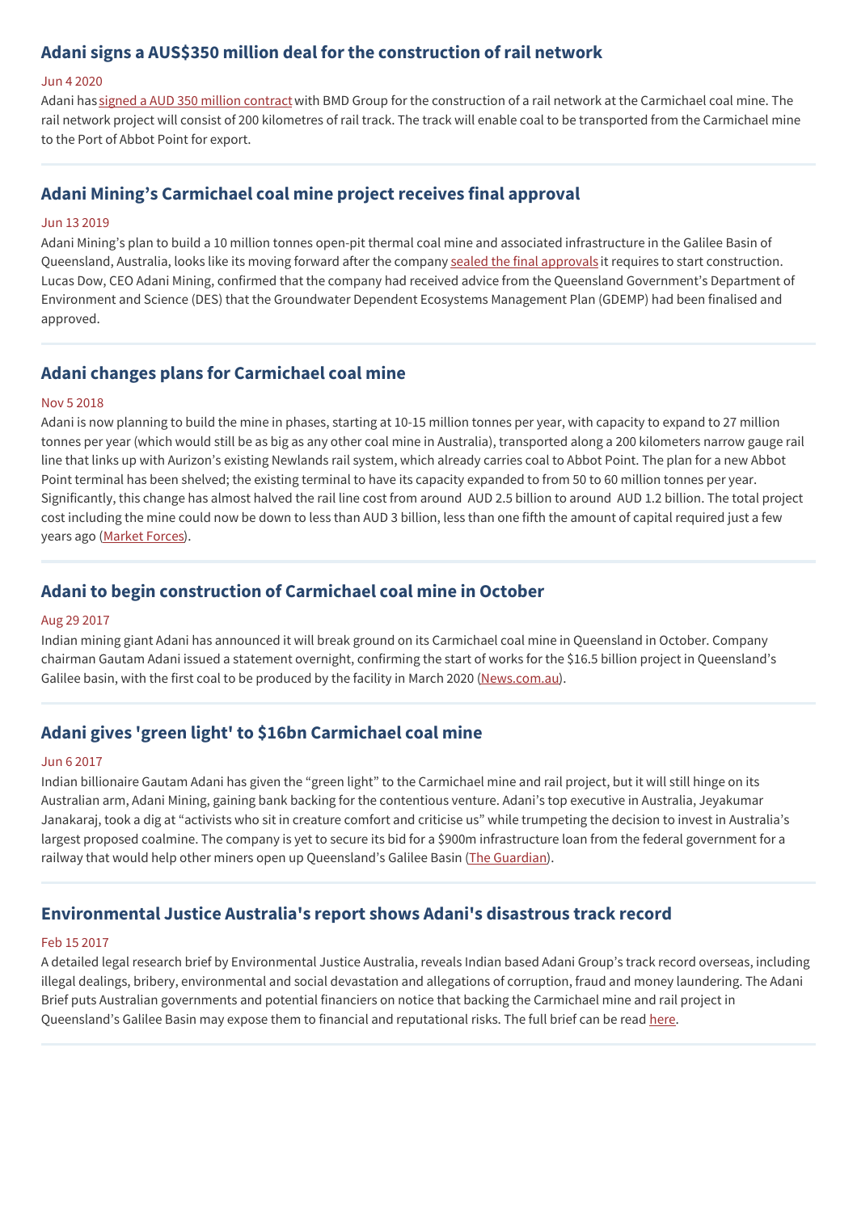## Adani signs a AUS$350 million deal for the construction of rail network

Jun 4 2020

Adani has signed a AUD 350 million contract with BMD Group for the construction of a rail network at the Carmichael coal mine. The rail network project will consist of 200 kilometres of rail track. The track will enable coal to be transported from the Carmichael mine to the Port of Abbot Point for export.

---

## Adani Mining's Carmichael coal mine project receives final approval

Jun 13 2019

Adani Mining's plan to build a 10 million tonnes open-pit thermal coal mine and associated infrastructure in the Galilee Basin of Queensland, Australia, looks like its moving forward after the company sealed the final approvals it requires to start construction. Lucas Dow, CEO Adani Mining, confirmed that the company had received advice from the Queensland Government's Department of Environment and Science (DES) that the Groundwater Dependent Ecosystems Management Plan (GDEMP) had been finalised and approved.

---

## Adani changes plans for Carmichael coal mine

Nov 5 2018

Adani is now planning to build the mine in phases, starting at 10-15 million tonnes per year, with capacity to expand to 27 million tonnes per year (which would still be as big as any other coal mine in Australia), transported along a 200 kilometers narrow gauge rail line that links up with Aurizon's existing Newlands rail system, which already carries coal to Abbot Point. The plan for a new Abbot Point terminal has been shelved; the existing terminal to have its capacity expanded to from 50 to 60 million tonnes per year. Significantly, this change has almost halved the rail line cost from around AUD 2.5 billion to around AUD 1.2 billion. The total project cost including the mine could now be down to less than AUD 3 billion, less than one fifth the amount of capital required just a few years ago (Market Forces).

---

## Adani to begin construction of Carmichael coal mine in October

Aug 29 2017

Indian mining giant Adani has announced it will break ground on its Carmichael coal mine in Queensland in October. Company chairman Gautam Adani issued a statement overnight, confirming the start of works for the $16.5 billion project in Queensland's Galilee basin, with the first coal to be produced by the facility in March 2020 (News.com.au).

---

## Adani gives 'green light' to $16bn Carmichael coal mine

Jun 6 2017

Indian billionaire Gautam Adani has given the "green light" to the Carmichael mine and rail project, but it will still hinge on its Australian arm, Adani Mining, gaining bank backing for the contentious venture. Adani's top executive in Australia, Jeyakumar Janakaraj, took a dig at "activists who sit in creature comfort and criticise us" while trumpeting the decision to invest in Australia's largest proposed coalmine. The company is yet to secure its bid for a $900m infrastructure loan from the federal government for a railway that would help other miners open up Queensland's Galilee Basin (The Guardian).

---

## Environmental Justice Australia's report shows Adani's disastrous track record

Feb 15 2017

A detailed legal research brief by Environmental Justice Australia, reveals Indian based Adani Group's track record overseas, including illegal dealings, bribery, environmental and social devastation and allegations of corruption, fraud and money laundering. The Adani Brief puts Australian governments and potential financiers on notice that backing the Carmichael mine and rail project in Queensland's Galilee Basin may expose them to financial and reputational risks. The full brief can be read here.

---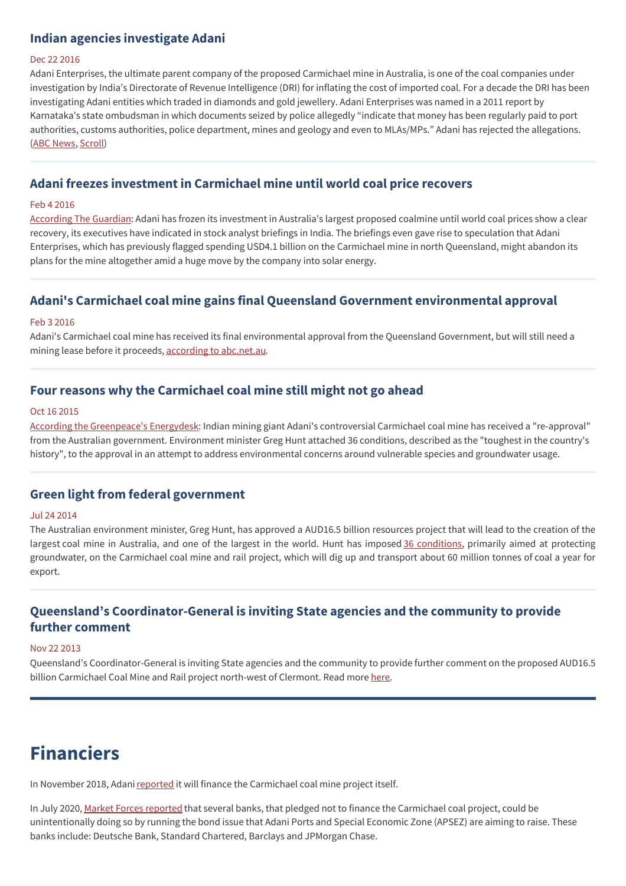### Indian agencies investigate Adani

Dec 22 2016

Adani Enterprises, the ultimate parent company of the proposed Carmichael mine in Australia, is one of the coal companies under investigation by India's Directorate of Revenue Intelligence (DRI) for inflating the cost of imported coal. For a decade the DRI has been investigating Adani entities which traded in diamonds and gold jewellery. Adani Enterprises was named in a 2011 report by Karnataka's state ombudsman in which documents seized by police allegedly "indicate that money has been regularly paid to port authorities, customs authorities, police department, mines and geology and even to MLAs/MPs." Adani has rejected the allegations. (ABC News, Scroll)

---

### Adani freezes investment in Carmichael mine until world coal price recovers

Feb 4 2016

According The Guardian: Adani has frozen its investment in Australia's largest proposed coalmine until world coal prices show a clear recovery, its executives have indicated in stock analyst briefings in India. The briefings even gave rise to speculation that Adani Enterprises, which has previously flagged spending USD4.1 billion on the Carmichael mine in north Queensland, might abandon its plans for the mine altogether amid a huge move by the company into solar energy.

---

### Adani's Carmichael coal mine gains final Queensland Government environmental approval

Feb 3 2016

Adani's Carmichael coal mine has received its final environmental approval from the Queensland Government, but will still need a mining lease before it proceeds, according to abc.net.au.

---

### Four reasons why the Carmichael coal mine still might not go ahead

Oct 16 2015

According the Greenpeace's Energydesk: Indian mining giant Adani's controversial Carmichael coal mine has received a "re-approval" from the Australian government. Environment minister Greg Hunt attached 36 conditions, described as the "toughest in the country's history", to the approval in an attempt to address environmental concerns around vulnerable species and groundwater usage.

---

### Green light from federal government

Jul 24 2014

The Australian environment minister, Greg Hunt, has approved a AUD16.5 billion resources project that will lead to the creation of the largest coal mine in Australia, and one of the largest in the world. Hunt has imposed 36 conditions, primarily aimed at protecting groundwater, on the Carmichael coal mine and rail project, which will dig up and transport about 60 million tonnes of coal a year for export.

---

### Queensland's Coordinator-General is inviting State agencies and the community to provide further comment

Nov 22 2013

Queensland's Coordinator-General is inviting State agencies and the community to provide further comment on the proposed AUD16.5 billion Carmichael Coal Mine and Rail project north-west of Clermont. Read more here.

---

# Financiers

In November 2018, Adani reported it will finance the Carmichael coal mine project itself.

In July 2020, Market Forces reported that several banks, that pledged not to finance the Carmichael coal project, could be unintentionally doing so by running the bond issue that Adani Ports and Special Economic Zone (APSEZ) are aiming to raise. These banks include: Deutsche Bank, Standard Chartered, Barclays and JPMorgan Chase.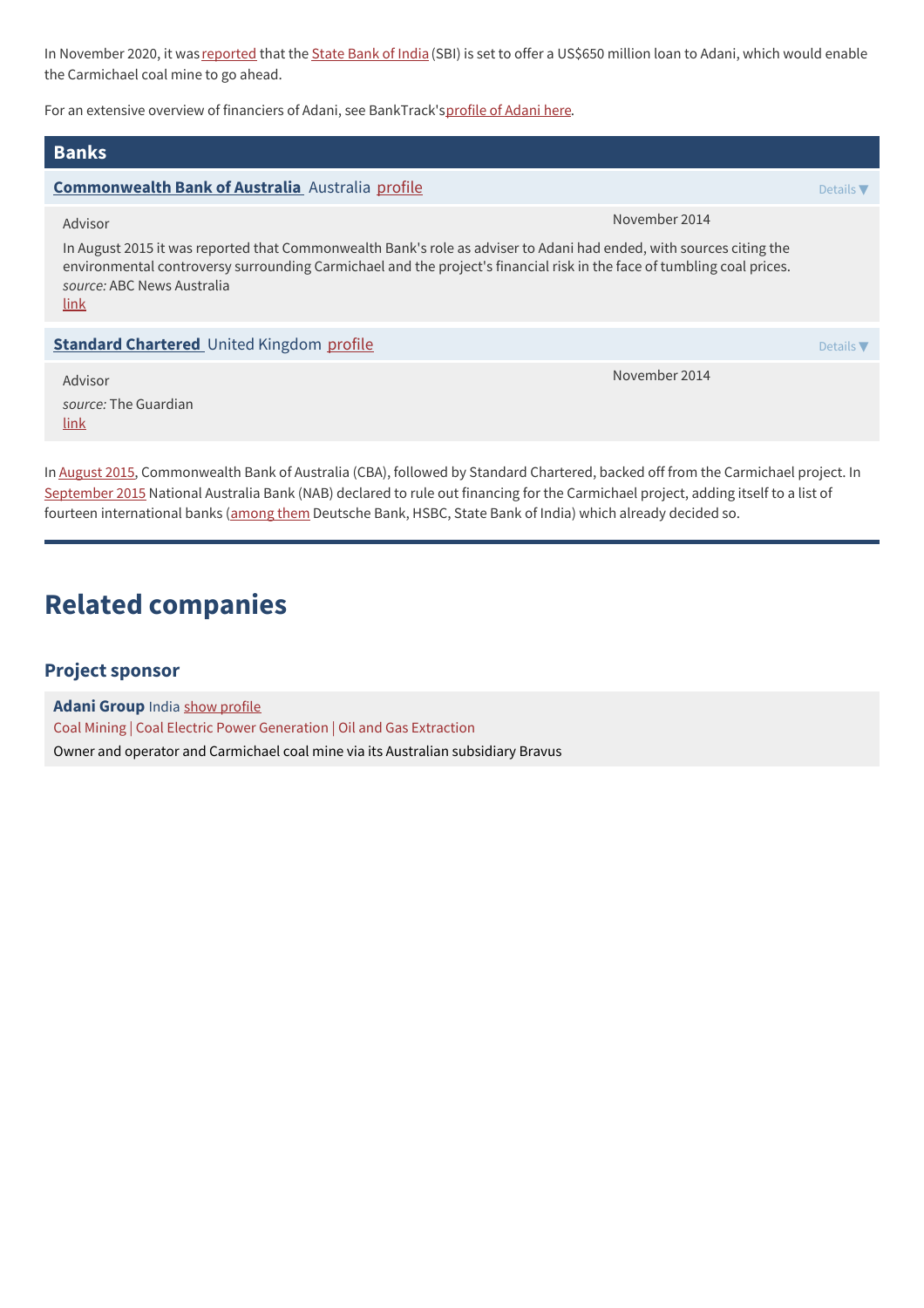In November 2020, it was reported that the State Bank of India (SBI) is set to offer a US$650 million loan to Adani, which would enable the Carmichael coal mine to go ahead.

For an extensive overview of financiers of Adani, see BankTrack's profile of Adani here.

## Banks

**Commonwealth Bank of Australia** Australia profile

Details ▼

Advisor

November 2014

In August 2015 it was reported that Commonwealth Bank's role as adviser to Adani had ended, with sources citing the environmental controversy surrounding Carmichael and the project's financial risk in the face of tumbling coal prices.

*source:* ABC News Australia
link

**Standard Chartered** United Kingdom profile

Details ▼

Advisor

November 2014

*source:* The Guardian
link

In August 2015, Commonwealth Bank of Australia (CBA), followed by Standard Chartered, backed off from the Carmichael project. In September 2015 National Australia Bank (NAB) declared to rule out financing for the Carmichael project, adding itself to a list of fourteen international banks (among them Deutsche Bank, HSBC, State Bank of India) which already decided so.

# Related companies

### Project sponsor

**Adani Group** India show profile
Coal Mining | Coal Electric Power Generation | Oil and Gas Extraction
Owner and operator and Carmichael coal mine via its Australian subsidiary Bravus